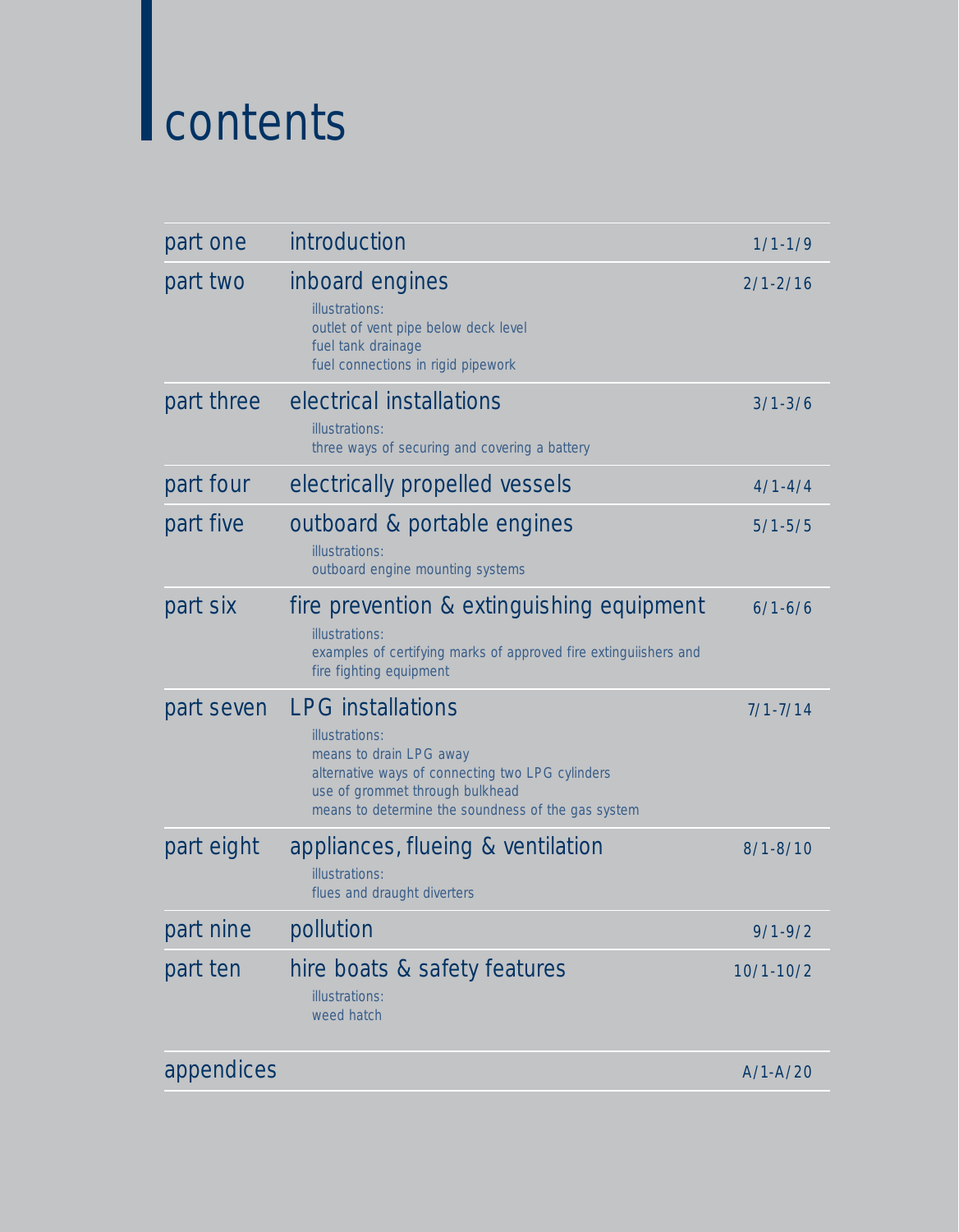# contents

| | | |
|---|---|---|
| part one | introduction | 1/1-1/9 |
| part two | inboard engines<br>illustrations:<br>outlet of vent pipe below deck level<br>fuel tank drainage<br>fuel connections in rigid pipework | 2/1-2/16 |
| part three | electrical installations<br>illustrations:<br>three ways of securing and covering a battery | 3/1-3/6 |
| part four | electrically propelled vessels | 4/1-4/4 |
| part five | outboard & portable engines<br>illustrations:<br>outboard engine mounting systems | 5/1-5/5 |
| part six | fire prevention & extinguishing equipment<br>illustrations:<br>examples of certifying marks of approved fire extinguiishers and fire fighting equipment | 6/1-6/6 |
| part seven | LPG installations<br>illustrations:<br>means to drain LPG away<br>alternative ways of connecting two LPG cylinders<br>use of grommet through bulkhead<br>means to determine the soundness of the gas system | 7/1-7/14 |
| part eight | appliances, flueing & ventilation<br>illustrations:<br>flues and draught diverters | 8/1-8/10 |
| part nine | pollution | 9/1-9/2 |
| part ten | hire boats & safety features<br>illustrations:<br>weed hatch | 10/1-10/2 |
| appendices | | A/1-A/20 |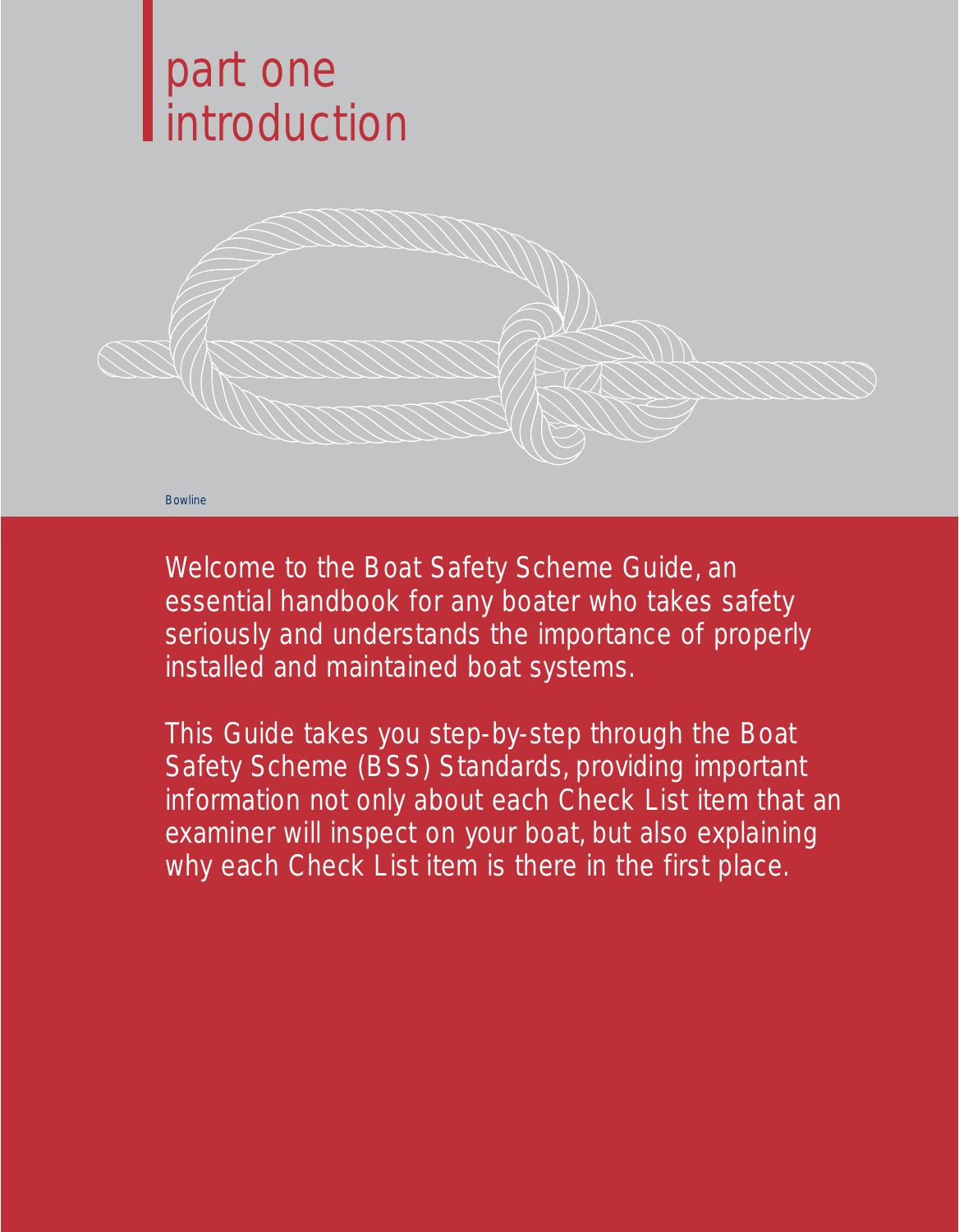# part one introduction

Bowline

Welcome to the Boat Safety Scheme Guide, an essential handbook for any boater who takes safety seriously and understands the importance of properly installed and maintained boat systems.

This Guide takes you step-by-step through the Boat Safety Scheme (BSS) Standards, providing important information not only about each Check List item that an examiner will inspect on your boat, but also explaining why each Check List item is there in the first place.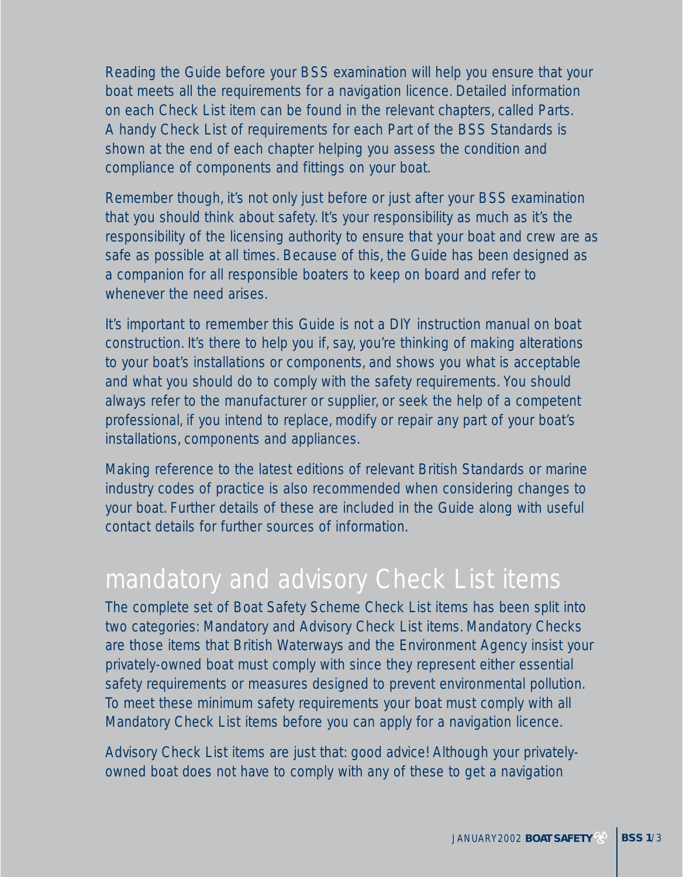Reading the Guide before your BSS examination will help you ensure that your boat meets all the requirements for a navigation licence. Detailed information on each Check List item can be found in the relevant chapters, called Parts. A handy Check List of requirements for each Part of the BSS Standards is shown at the end of each chapter helping you assess the condition and compliance of components and fittings on your boat.

Remember though, it's not only just before or just after your BSS examination that you should think about safety. It's your responsibility as much as it's the responsibility of the licensing authority to ensure that your boat and crew are as safe as possible at all times. Because of this, the Guide has been designed as a companion for all responsible boaters to keep on board and refer to whenever the need arises.

It's important to remember this Guide is not a DIY instruction manual on boat construction. It's there to help you if, say, you're thinking of making alterations to your boat's installations or components, and shows you what is acceptable and what you should do to comply with the safety requirements. You should always refer to the manufacturer or supplier, or seek the help of a competent professional, if you intend to replace, modify or repair any part of your boat's installations, components and appliances.

Making reference to the latest editions of relevant British Standards or marine industry codes of practice is also recommended when considering changes to your boat. Further details of these are included in the Guide along with useful contact details for further sources of information.

## mandatory and advisory Check List items

The complete set of Boat Safety Scheme Check List items has been split into two categories: Mandatory and Advisory Check List items. Mandatory Checks are those items that British Waterways and the Environment Agency insist your privately-owned boat must comply with since they represent either essential safety requirements or measures designed to prevent environmental pollution. To meet these minimum safety requirements your boat must comply with all Mandatory Check List items before you can apply for a navigation licence.

Advisory Check List items are just that: good advice! Although your privately-owned boat does not have to comply with any of these to get a navigation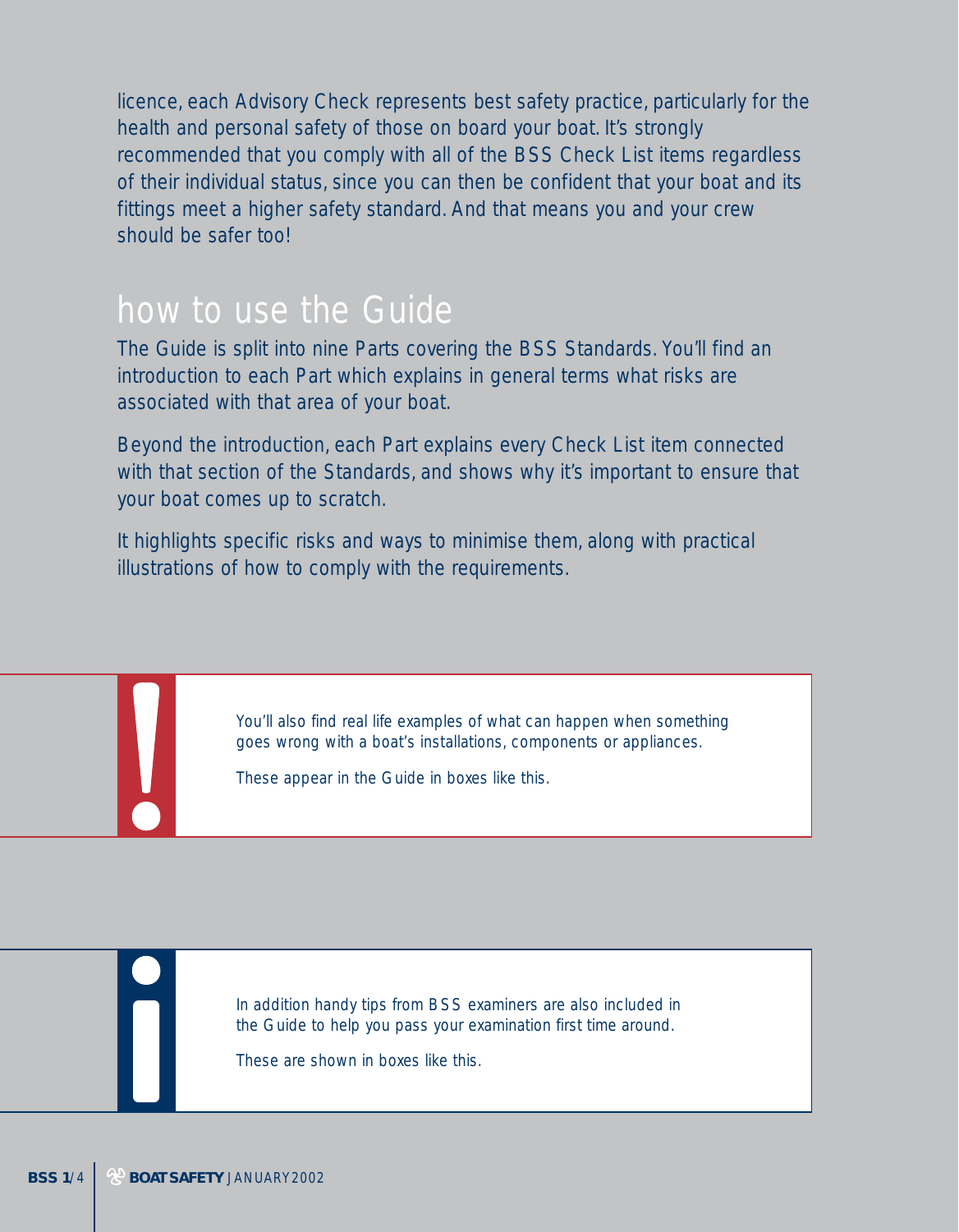licence, each Advisory Check represents best safety practice, particularly for the health and personal safety of those on board your boat. It's strongly recommended that you comply with all of the BSS Check List items regardless of their individual status, since you can then be confident that your boat and its fittings meet a higher safety standard. And that means you and your crew should be safer too!

## how to use the Guide

The Guide is split into nine Parts covering the BSS Standards. You'll find an introduction to each Part which explains in general terms what risks are associated with that area of your boat.

Beyond the introduction, each Part explains every Check List item connected with that section of the Standards, and shows why it's important to ensure that your boat comes up to scratch.

It highlights specific risks and ways to minimise them, along with practical illustrations of how to comply with the requirements.

> **!** You'll also find real life examples of what can happen when something goes wrong with a boat's installations, components or appliances.
>
> These appear in the Guide in boxes like this.

> **i** In addition handy tips from BSS examiners are also included in the Guide to help you pass your examination first time around.
>
> These are shown in boxes like this.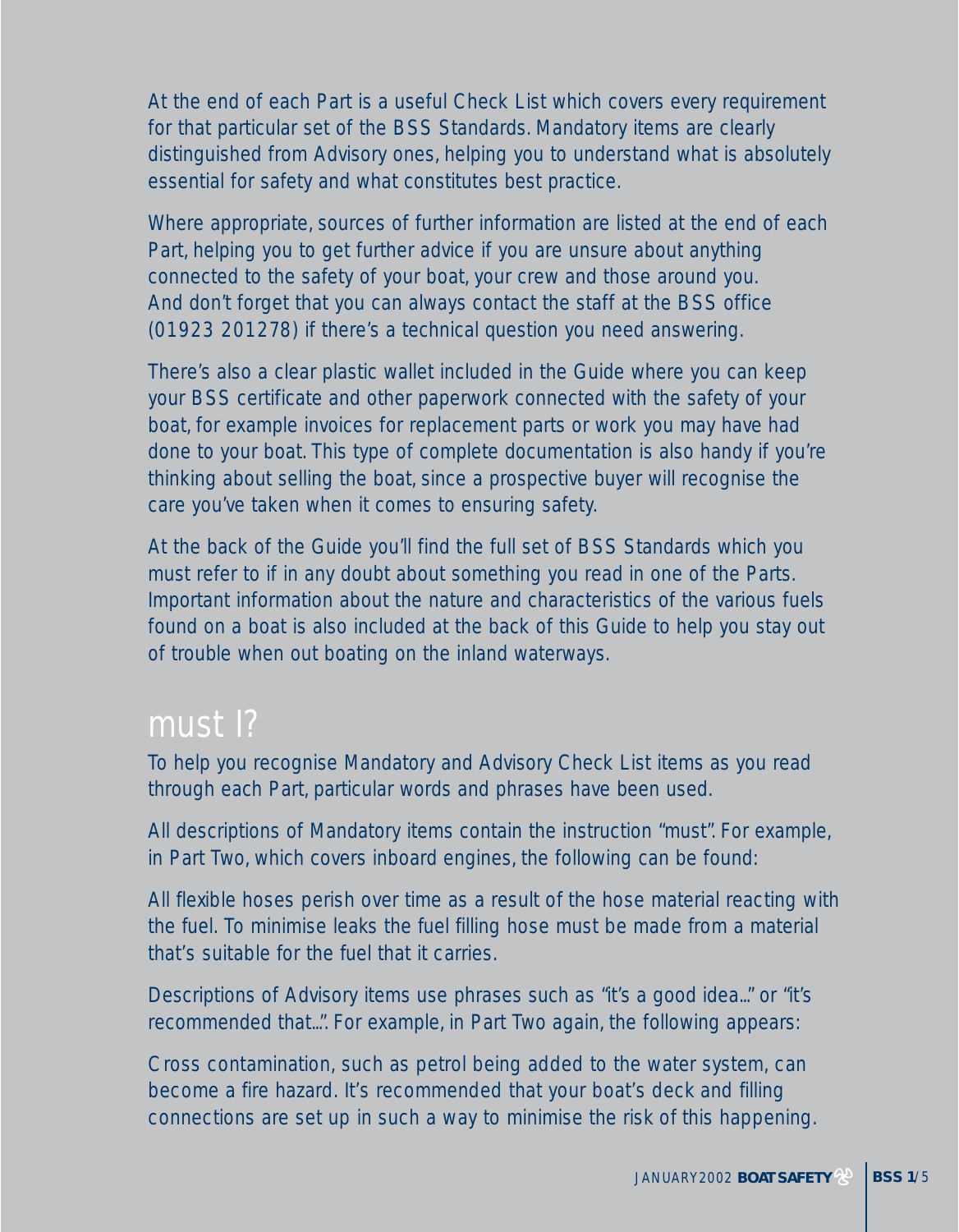At the end of each Part is a useful Check List which covers every requirement for that particular set of the BSS Standards. Mandatory items are clearly distinguished from Advisory ones, helping you to understand what is absolutely essential for safety and what constitutes best practice.

Where appropriate, sources of further information are listed at the end of each Part, helping you to get further advice if you are unsure about anything connected to the safety of your boat, your crew and those around you. And don't forget that you can always contact the staff at the BSS office (01923 201278) if there's a technical question you need answering.

There's also a clear plastic wallet included in the Guide where you can keep your BSS certificate and other paperwork connected with the safety of your boat, for example invoices for replacement parts or work you may have had done to your boat. This type of complete documentation is also handy if you're thinking about selling the boat, since a prospective buyer will recognise the care you've taken when it comes to ensuring safety.

At the back of the Guide you'll find the full set of BSS Standards which you must refer to if in any doubt about something you read in one of the Parts. Important information about the nature and characteristics of the various fuels found on a boat is also included at the back of this Guide to help you stay out of trouble when out boating on the inland waterways.

## must I?

To help you recognise Mandatory and Advisory Check List items as you read through each Part, particular words and phrases have been used.

All descriptions of Mandatory items contain the instruction "must". For example, in Part Two, which covers inboard engines, the following can be found:

All flexible hoses perish over time as a result of the hose material reacting with the fuel. To minimise leaks the fuel filling hose must be made from a material that's suitable for the fuel that it carries.

Descriptions of Advisory items use phrases such as "it's a good idea..." or "it's recommended that...". For example, in Part Two again, the following appears:

Cross contamination, such as petrol being added to the water system, can become a fire hazard. It's recommended that your boat's deck and filling connections are set up in such a way to minimise the risk of this happening.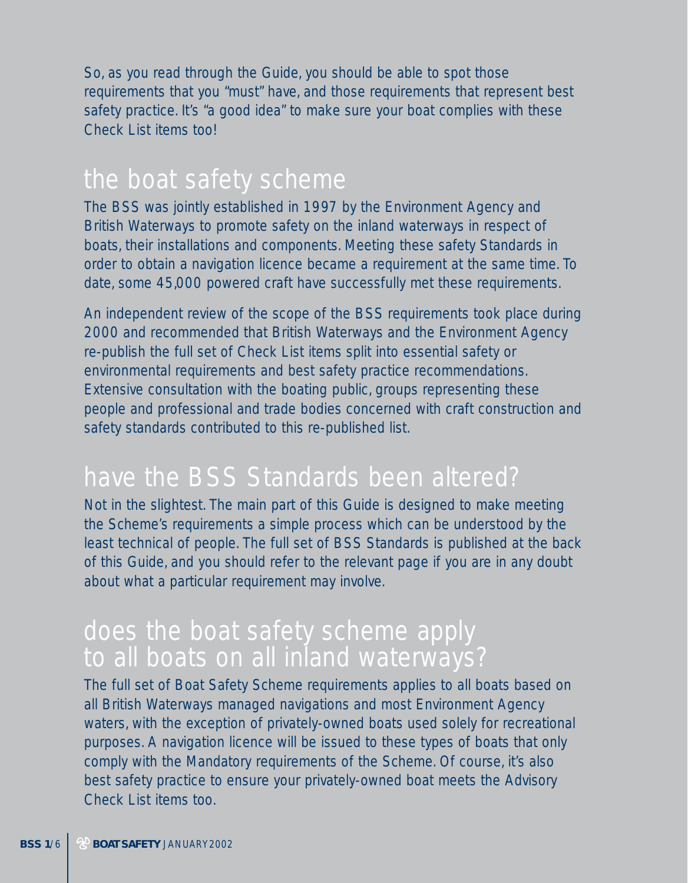So, as you read through the Guide, you should be able to spot those requirements that you "must" have, and those requirements that represent best safety practice. It's "a good idea" to make sure your boat complies with these Check List items too!

## the boat safety scheme

The BSS was jointly established in 1997 by the Environment Agency and British Waterways to promote safety on the inland waterways in respect of boats, their installations and components. Meeting these safety Standards in order to obtain a navigation licence became a requirement at the same time. To date, some 45,000 powered craft have successfully met these requirements.

An independent review of the scope of the BSS requirements took place during 2000 and recommended that British Waterways and the Environment Agency re-publish the full set of Check List items split into essential safety or environmental requirements and best safety practice recommendations. Extensive consultation with the boating public, groups representing these people and professional and trade bodies concerned with craft construction and safety standards contributed to this re-published list.

## have the BSS Standards been altered?

Not in the slightest. The main part of this Guide is designed to make meeting the Scheme's requirements a simple process which can be understood by the least technical of people. The full set of BSS Standards is published at the back of this Guide, and you should refer to the relevant page if you are in any doubt about what a particular requirement may involve.

## does the boat safety scheme apply to all boats on all inland waterways?

The full set of Boat Safety Scheme requirements applies to all boats based on all British Waterways managed navigations and most Environment Agency waters, with the exception of privately-owned boats used solely for recreational purposes. A navigation licence will be issued to these types of boats that only comply with the Mandatory requirements of the Scheme. Of course, it's also best safety practice to ensure your privately-owned boat meets the Advisory Check List items too.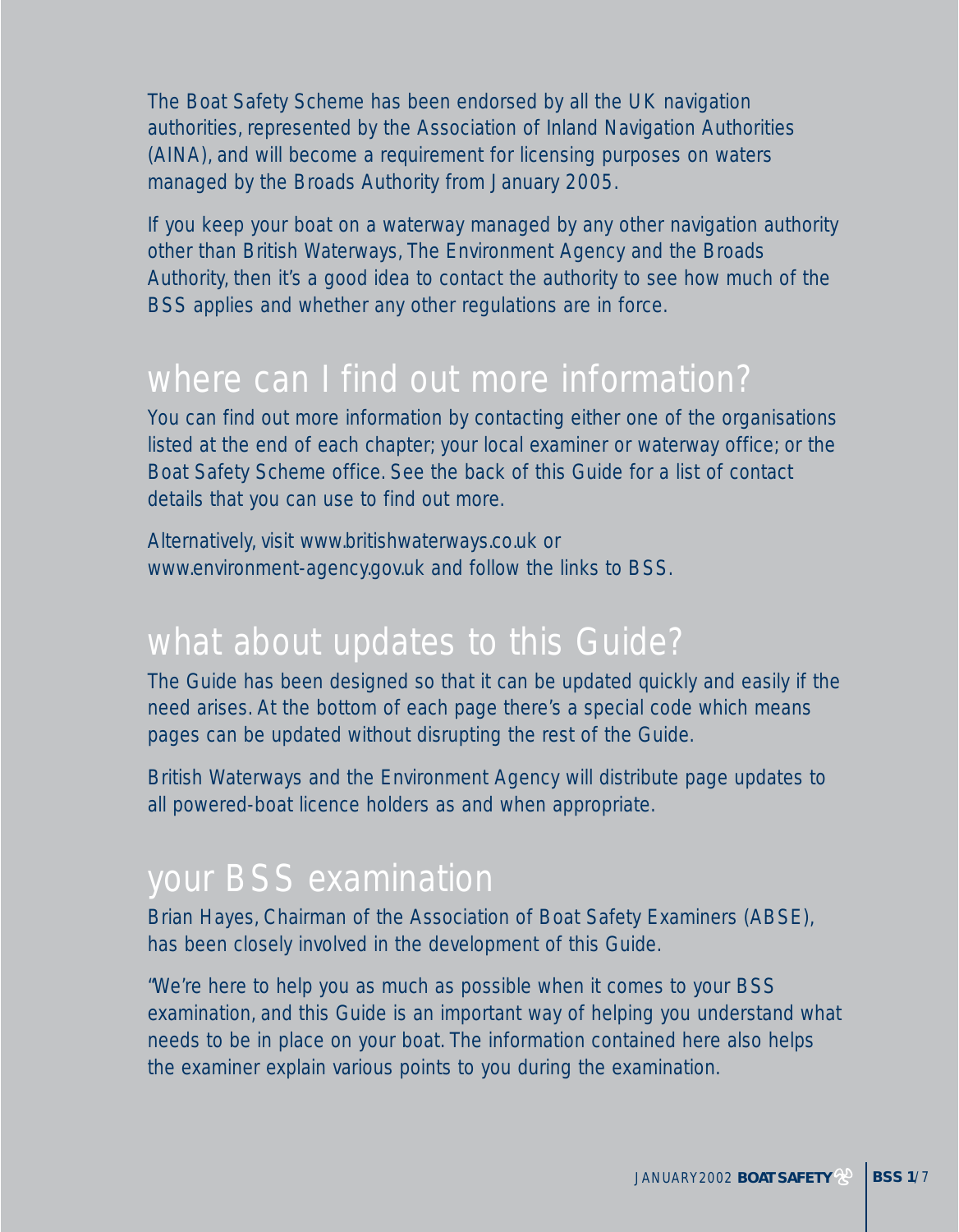The Boat Safety Scheme has been endorsed by all the UK navigation authorities, represented by the Association of Inland Navigation Authorities (AINA), and will become a requirement for licensing purposes on waters managed by the Broads Authority from January 2005.

If you keep your boat on a waterway managed by any other navigation authority other than British Waterways, The Environment Agency and the Broads Authority, then it's a good idea to contact the authority to see how much of the BSS applies and whether any other regulations are in force.

## where can I find out more information?

You can find out more information by contacting either one of the organisations listed at the end of each chapter; your local examiner or waterway office; or the Boat Safety Scheme office. See the back of this Guide for a list of contact details that you can use to find out more.

Alternatively, visit www.britishwaterways.co.uk or www.environment-agency.gov.uk and follow the links to BSS.

## what about updates to this Guide?

The Guide has been designed so that it can be updated quickly and easily if the need arises. At the bottom of each page there's a special code which means pages can be updated without disrupting the rest of the Guide.

British Waterways and the Environment Agency will distribute page updates to all powered-boat licence holders as and when appropriate.

## your BSS examination

Brian Hayes, Chairman of the Association of Boat Safety Examiners (ABSE), has been closely involved in the development of this Guide.

"We're here to help you as much as possible when it comes to your BSS examination, and this Guide is an important way of helping you understand what needs to be in place on your boat. The information contained here also helps the examiner explain various points to you during the examination.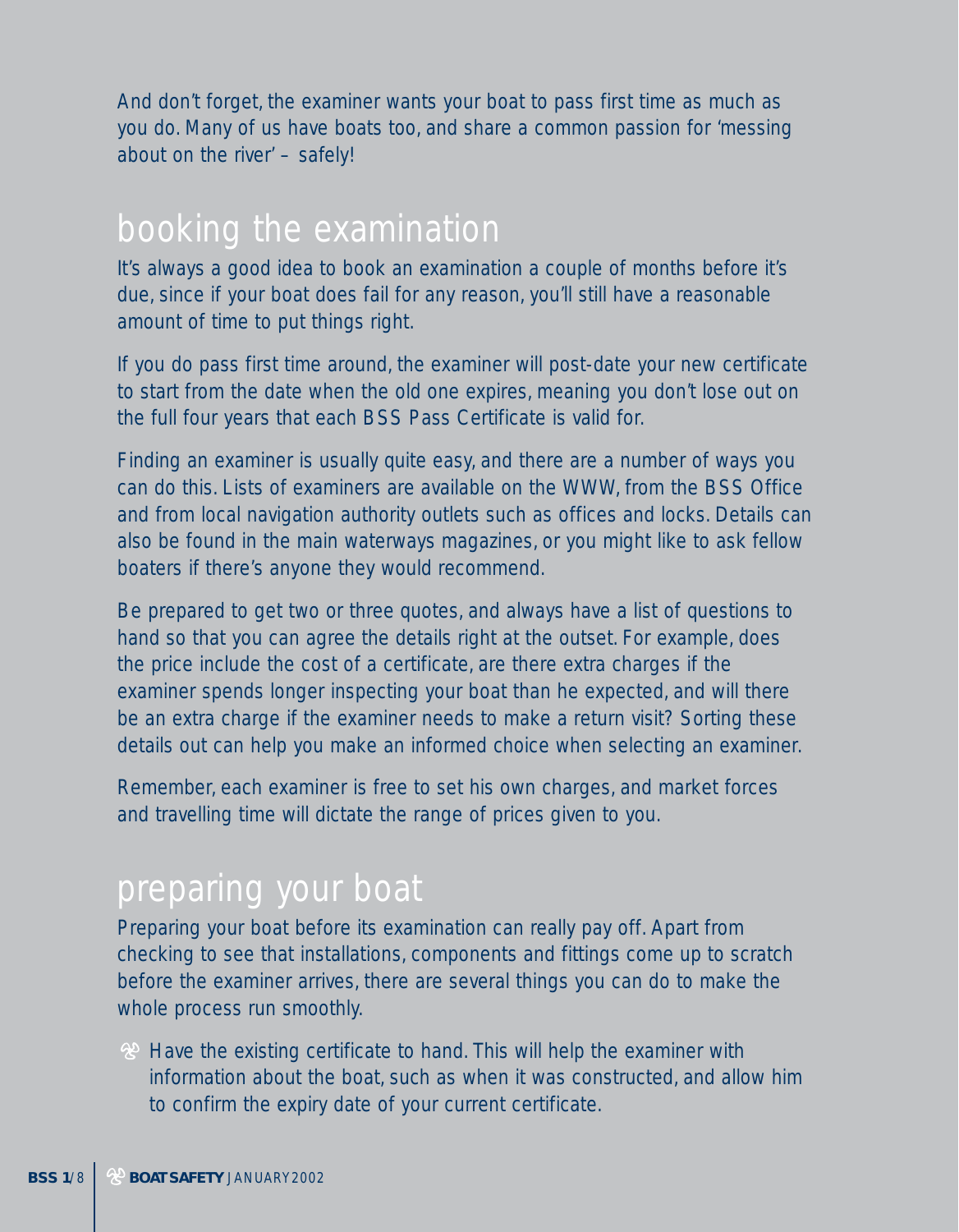And don't forget, the examiner wants your boat to pass first time as much as you do. Many of us have boats too, and share a common passion for 'messing about on the river' – safely!

## booking the examination

It's always a good idea to book an examination a couple of months before it's due, since if your boat does fail for any reason, you'll still have a reasonable amount of time to put things right.

If you do pass first time around, the examiner will post-date your new certificate to start from the date when the old one expires, meaning you don't lose out on the full four years that each BSS Pass Certificate is valid for.

Finding an examiner is usually quite easy, and there are a number of ways you can do this. Lists of examiners are available on the WWW, from the BSS Office and from local navigation authority outlets such as offices and locks. Details can also be found in the main waterways magazines, or you might like to ask fellow boaters if there's anyone they would recommend.

Be prepared to get two or three quotes, and always have a list of questions to hand so that you can agree the details right at the outset. For example, does the price include the cost of a certificate, are there extra charges if the examiner spends longer inspecting your boat than he expected, and will there be an extra charge if the examiner needs to make a return visit? Sorting these details out can help you make an informed choice when selecting an examiner.

Remember, each examiner is free to set his own charges, and market forces and travelling time will dictate the range of prices given to you.

## preparing your boat

Preparing your boat before its examination can really pay off. Apart from checking to see that installations, components and fittings come up to scratch before the examiner arrives, there are several things you can do to make the whole process run smoothly.

- Have the existing certificate to hand. This will help the examiner with information about the boat, such as when it was constructed, and allow him to confirm the expiry date of your current certificate.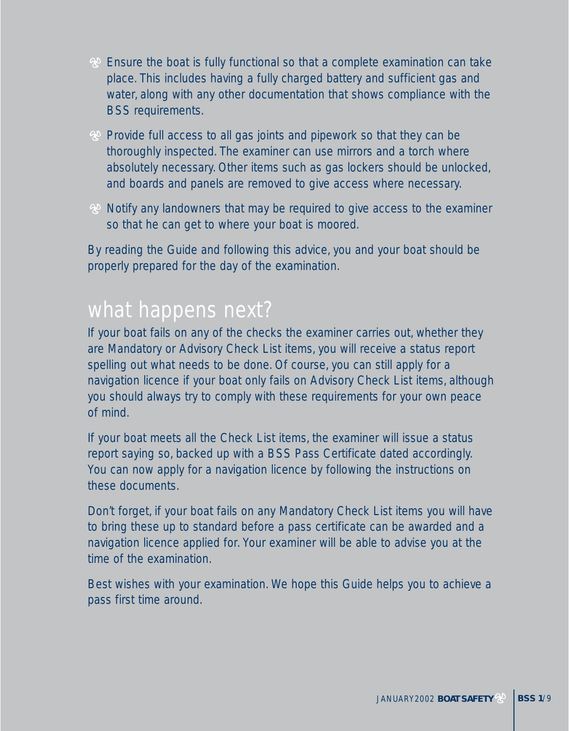- Ensure the boat is fully functional so that a complete examination can take place. This includes having a fully charged battery and sufficient gas and water, along with any other documentation that shows compliance with the BSS requirements.
- Provide full access to all gas joints and pipework so that they can be thoroughly inspected. The examiner can use mirrors and a torch where absolutely necessary. Other items such as gas lockers should be unlocked, and boards and panels are removed to give access where necessary.
- Notify any landowners that may be required to give access to the examiner so that he can get to where your boat is moored.

By reading the Guide and following this advice, you and your boat should be properly prepared for the day of the examination.

## what happens next?

If your boat fails on any of the checks the examiner carries out, whether they are Mandatory or Advisory Check List items, you will receive a status report spelling out what needs to be done. Of course, you can still apply for a navigation licence if your boat only fails on Advisory Check List items, although you should always try to comply with these requirements for your own peace of mind.

If your boat meets all the Check List items, the examiner will issue a status report saying so, backed up with a BSS Pass Certificate dated accordingly. You can now apply for a navigation licence by following the instructions on these documents.

Don't forget, if your boat fails on any Mandatory Check List items you will have to bring these up to standard before a pass certificate can be awarded and a navigation licence applied for. Your examiner will be able to advise you at the time of the examination.

Best wishes with your examination. We hope this Guide helps you to achieve a pass first time around.